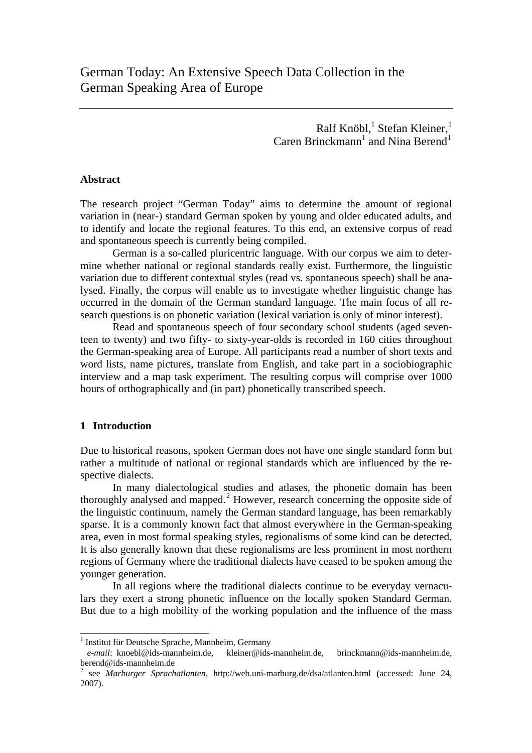# German Today: An Extensive Speech Data Collection in the German Speaking Area of Europe

Ralf Knöbl,[1] Stefan Kleiner,[1]
Caren Brinckmann[1] and Nina Berend[1]

## Abstract

The research project "German Today" aims to determine the amount of regional variation in (near-) standard German spoken by young and older educated adults, and to identify and locate the regional features. To this end, an extensive corpus of read and spontaneous speech is currently being compiled.

German is a so-called pluricentric language. With our corpus we aim to determine whether national or regional standards really exist. Furthermore, the linguistic variation due to different contextual styles (read vs. spontaneous speech) shall be analysed. Finally, the corpus will enable us to investigate whether linguistic change has occurred in the domain of the German standard language. The main focus of all research questions is on phonetic variation (lexical variation is only of minor interest).

Read and spontaneous speech of four secondary school students (aged seventeen to twenty) and two fifty- to sixty-year-olds is recorded in 160 cities throughout the German-speaking area of Europe. All participants read a number of short texts and word lists, name pictures, translate from English, and take part in a sociobiographic interview and a map task experiment. The resulting corpus will comprise over 1000 hours of orthographically and (in part) phonetically transcribed speech.

## 1 Introduction

Due to historical reasons, spoken German does not have one single standard form but rather a multitude of national or regional standards which are influenced by the respective dialects.

In many dialectological studies and atlases, the phonetic domain has been thoroughly analysed and mapped.[2] However, research concerning the opposite side of the linguistic continuum, namely the German standard language, has been remarkably sparse. It is a commonly known fact that almost everywhere in the German-speaking area, even in most formal speaking styles, regionalisms of some kind can be detected. It is also generally known that these regionalisms are less prominent in most northern regions of Germany where the traditional dialects have ceased to be spoken among the younger generation.

In all regions where the traditional dialects continue to be everyday vernaculars they exert a strong phonetic influence on the locally spoken Standard German. But due to a high mobility of the working population and the influence of the mass

---

[1] Institut für Deutsche Sprache, Mannheim, Germany
*e-mail*: knoebl@ids-mannheim.de, kleiner@ids-mannheim.de, brinckmann@ids-mannheim.de, berend@ids-mannheim.de

[2] see *Marburger Sprachatlanten*, http://web.uni-marburg.de/dsa/atlanten.html (accessed: June 24, 2007).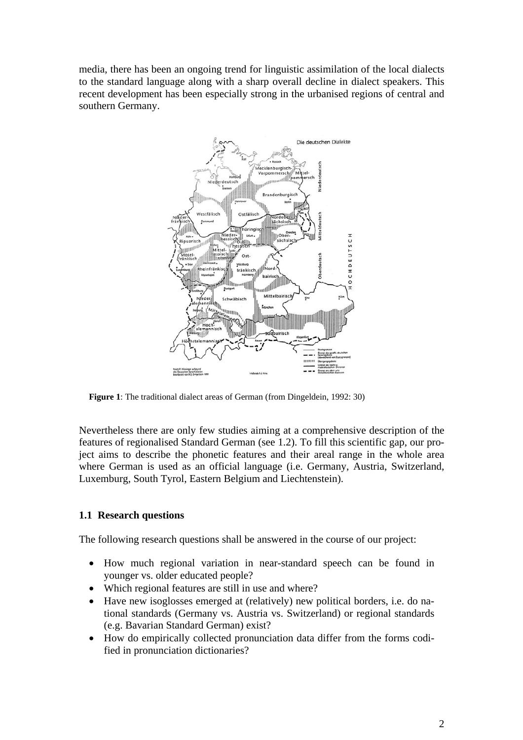media, there has been an ongoing trend for linguistic assimilation of the local dialects to the standard language along with a sharp overall decline in dialect speakers. This recent development has been especially strong in the urbanised regions of central and southern Germany.

**Figure 1**: The traditional dialect areas of German (from Dingeldein, 1992: 30)

Nevertheless there are only few studies aiming at a comprehensive description of the features of regionalised Standard German (see 1.2). To fill this scientific gap, our project aims to describe the phonetic features and their areal range in the whole area where German is used as an official language (i.e. Germany, Austria, Switzerland, Luxemburg, South Tyrol, Eastern Belgium and Liechtenstein).

## 1.1 Research questions

The following research questions shall be answered in the course of our project:

- How much regional variation in near-standard speech can be found in younger vs. older educated people?
- Which regional features are still in use and where?
- Have new isoglosses emerged at (relatively) new political borders, i.e. do national standards (Germany vs. Austria vs. Switzerland) or regional standards (e.g. Bavarian Standard German) exist?
- How do empirically collected pronunciation data differ from the forms codified in pronunciation dictionaries?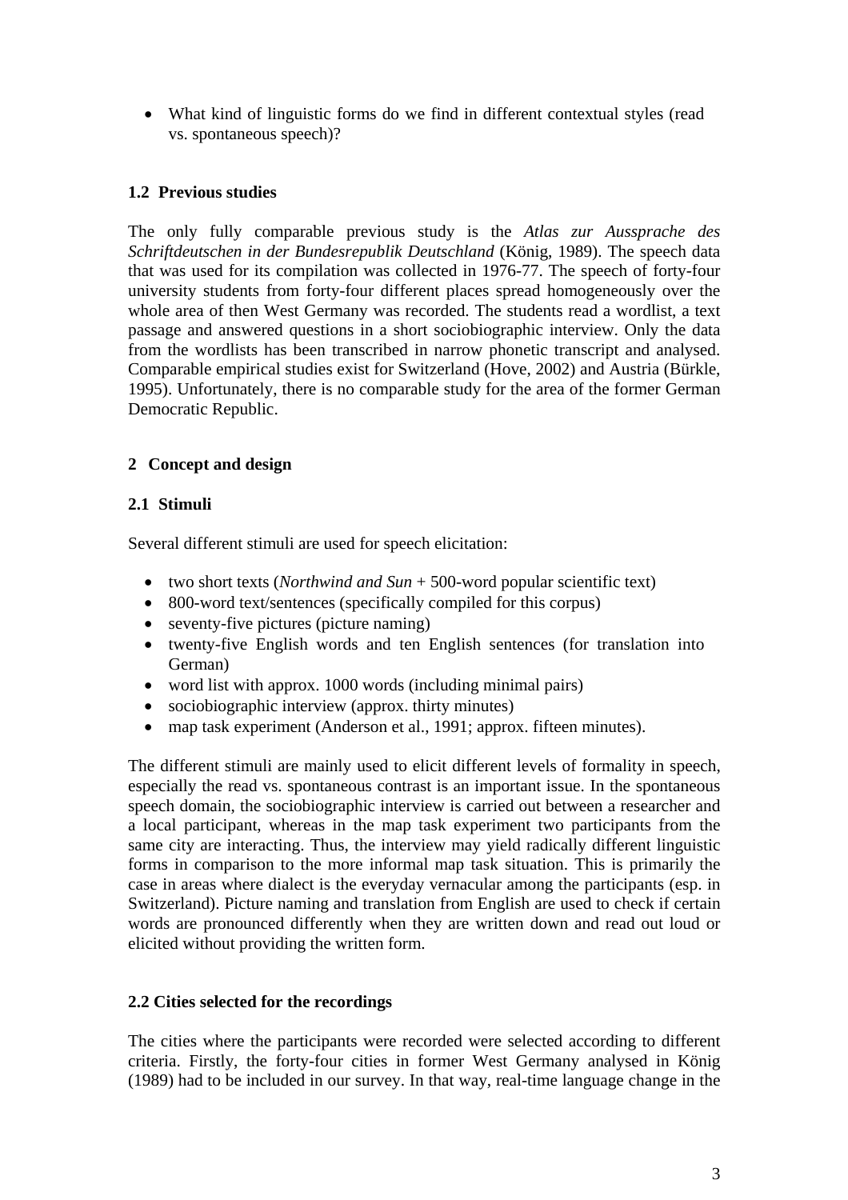- What kind of linguistic forms do we find in different contextual styles (read vs. spontaneous speech)?

### 1.2 Previous studies

The only fully comparable previous study is the *Atlas zur Aussprache des Schriftdeutschen in der Bundesrepublik Deutschland* (König, 1989). The speech data that was used for its compilation was collected in 1976-77. The speech of forty-four university students from forty-four different places spread homogeneously over the whole area of then West Germany was recorded. The students read a wordlist, a text passage and answered questions in a short sociobiographic interview. Only the data from the wordlists has been transcribed in narrow phonetic transcript and analysed. Comparable empirical studies exist for Switzerland (Hove, 2002) and Austria (Bürkle, 1995). Unfortunately, there is no comparable study for the area of the former German Democratic Republic.

## 2 Concept and design

### 2.1 Stimuli

Several different stimuli are used for speech elicitation:

- two short texts (*Northwind and Sun* + 500-word popular scientific text)
- 800-word text/sentences (specifically compiled for this corpus)
- seventy-five pictures (picture naming)
- twenty-five English words and ten English sentences (for translation into German)
- word list with approx. 1000 words (including minimal pairs)
- sociobiographic interview (approx. thirty minutes)
- map task experiment (Anderson et al., 1991; approx. fifteen minutes).

The different stimuli are mainly used to elicit different levels of formality in speech, especially the read vs. spontaneous contrast is an important issue. In the spontaneous speech domain, the sociobiographic interview is carried out between a researcher and a local participant, whereas in the map task experiment two participants from the same city are interacting. Thus, the interview may yield radically different linguistic forms in comparison to the more informal map task situation. This is primarily the case in areas where dialect is the everyday vernacular among the participants (esp. in Switzerland). Picture naming and translation from English are used to check if certain words are pronounced differently when they are written down and read out loud or elicited without providing the written form.

### 2.2 Cities selected for the recordings

The cities where the participants were recorded were selected according to different criteria. Firstly, the forty-four cities in former West Germany analysed in König (1989) had to be included in our survey. In that way, real-time language change in the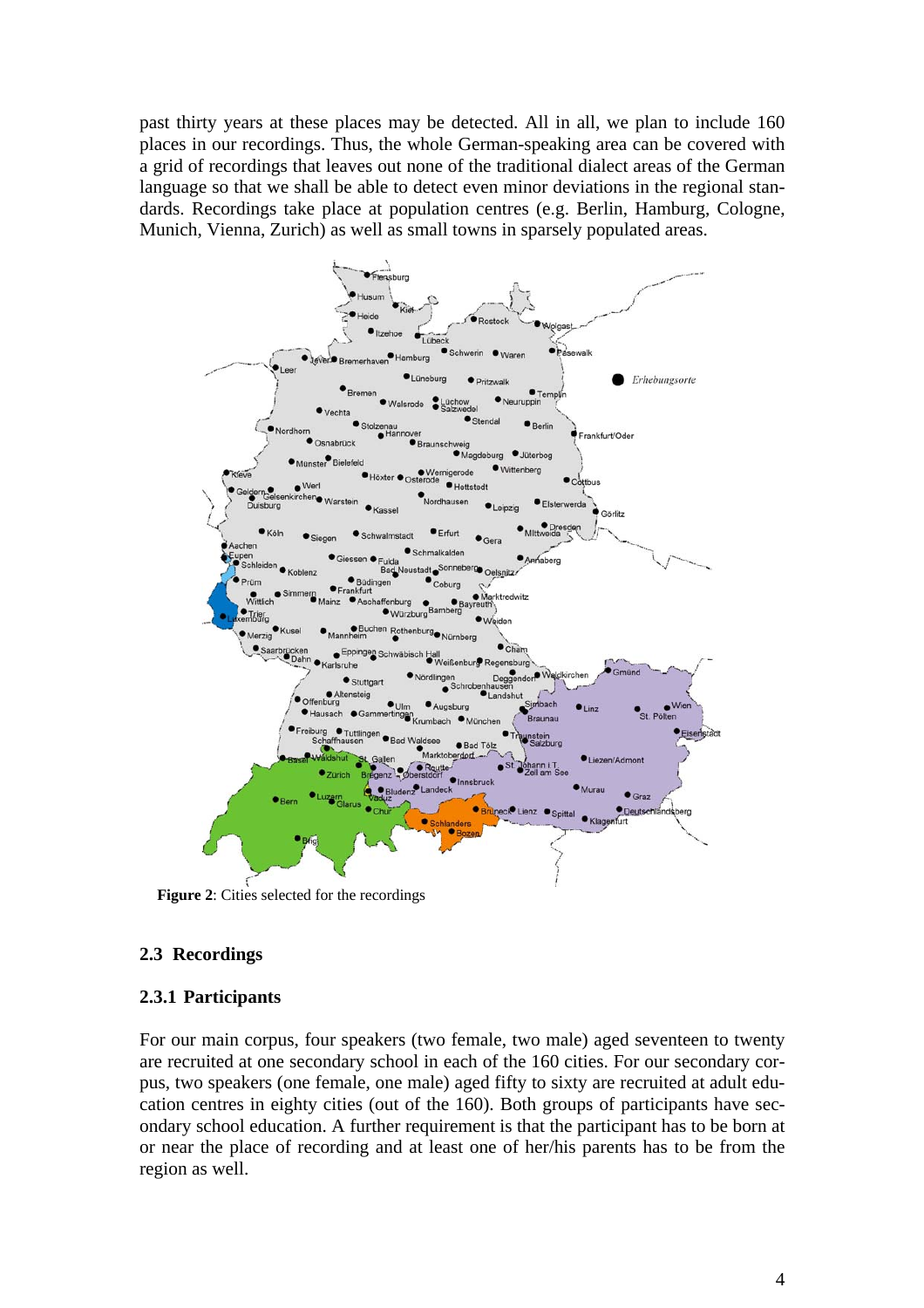past thirty years at these places may be detected. All in all, we plan to include 160 places in our recordings. Thus, the whole German-speaking area can be covered with a grid of recordings that leaves out none of the traditional dialect areas of the German language so that we shall be able to detect even minor deviations in the regional standards. Recordings take place at population centres (e.g. Berlin, Hamburg, Cologne, Munich, Vienna, Zurich) as well as small towns in sparsely populated areas.

**Figure 2**: Cities selected for the recordings

### 2.3 Recordings

#### 2.3.1 Participants

For our main corpus, four speakers (two female, two male) aged seventeen to twenty are recruited at one secondary school in each of the 160 cities. For our secondary corpus, two speakers (one female, one male) aged fifty to sixty are recruited at adult education centres in eighty cities (out of the 160). Both groups of participants have secondary school education. A further requirement is that the participant has to be born at or near the place of recording and at least one of her/his parents has to be from the region as well.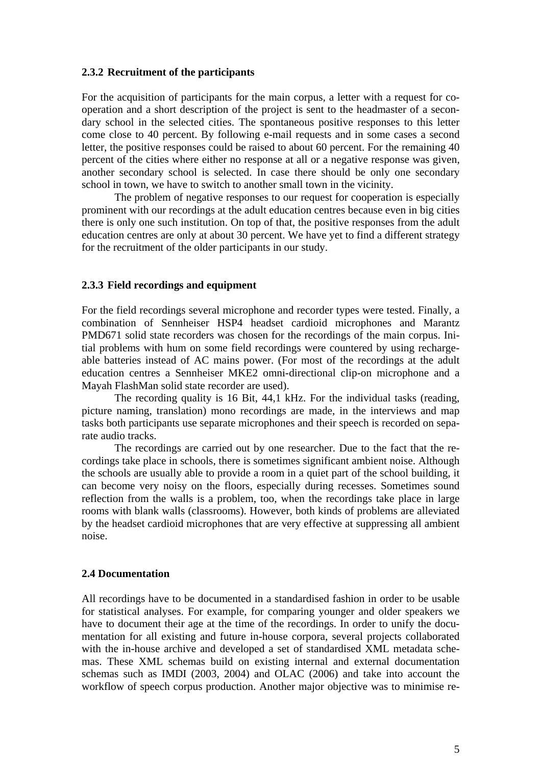### 2.3.2 Recruitment of the participants

For the acquisition of participants for the main corpus, a letter with a request for cooperation and a short description of the project is sent to the headmaster of a secondary school in the selected cities. The spontaneous positive responses to this letter come close to 40 percent. By following e-mail requests and in some cases a second letter, the positive responses could be raised to about 60 percent. For the remaining 40 percent of the cities where either no response at all or a negative response was given, another secondary school is selected. In case there should be only one secondary school in town, we have to switch to another small town in the vicinity.

The problem of negative responses to our request for cooperation is especially prominent with our recordings at the adult education centres because even in big cities there is only one such institution. On top of that, the positive responses from the adult education centres are only at about 30 percent. We have yet to find a different strategy for the recruitment of the older participants in our study.

### 2.3.3 Field recordings and equipment

For the field recordings several microphone and recorder types were tested. Finally, a combination of Sennheiser HSP4 headset cardioid microphones and Marantz PMD671 solid state recorders was chosen for the recordings of the main corpus. Initial problems with hum on some field recordings were countered by using rechargeable batteries instead of AC mains power. (For most of the recordings at the adult education centres a Sennheiser MKE2 omni-directional clip-on microphone and a Mayah FlashMan solid state recorder are used).

The recording quality is 16 Bit, 44,1 kHz. For the individual tasks (reading, picture naming, translation) mono recordings are made, in the interviews and map tasks both participants use separate microphones and their speech is recorded on separate audio tracks.

The recordings are carried out by one researcher. Due to the fact that the recordings take place in schools, there is sometimes significant ambient noise. Although the schools are usually able to provide a room in a quiet part of the school building, it can become very noisy on the floors, especially during recesses. Sometimes sound reflection from the walls is a problem, too, when the recordings take place in large rooms with blank walls (classrooms). However, both kinds of problems are alleviated by the headset cardioid microphones that are very effective at suppressing all ambient noise.

## 2.4 Documentation

All recordings have to be documented in a standardised fashion in order to be usable for statistical analyses. For example, for comparing younger and older speakers we have to document their age at the time of the recordings. In order to unify the documentation for all existing and future in-house corpora, several projects collaborated with the in-house archive and developed a set of standardised XML metadata schemas. These XML schemas build on existing internal and external documentation schemas such as IMDI (2003, 2004) and OLAC (2006) and take into account the workflow of speech corpus production. Another major objective was to minimise re-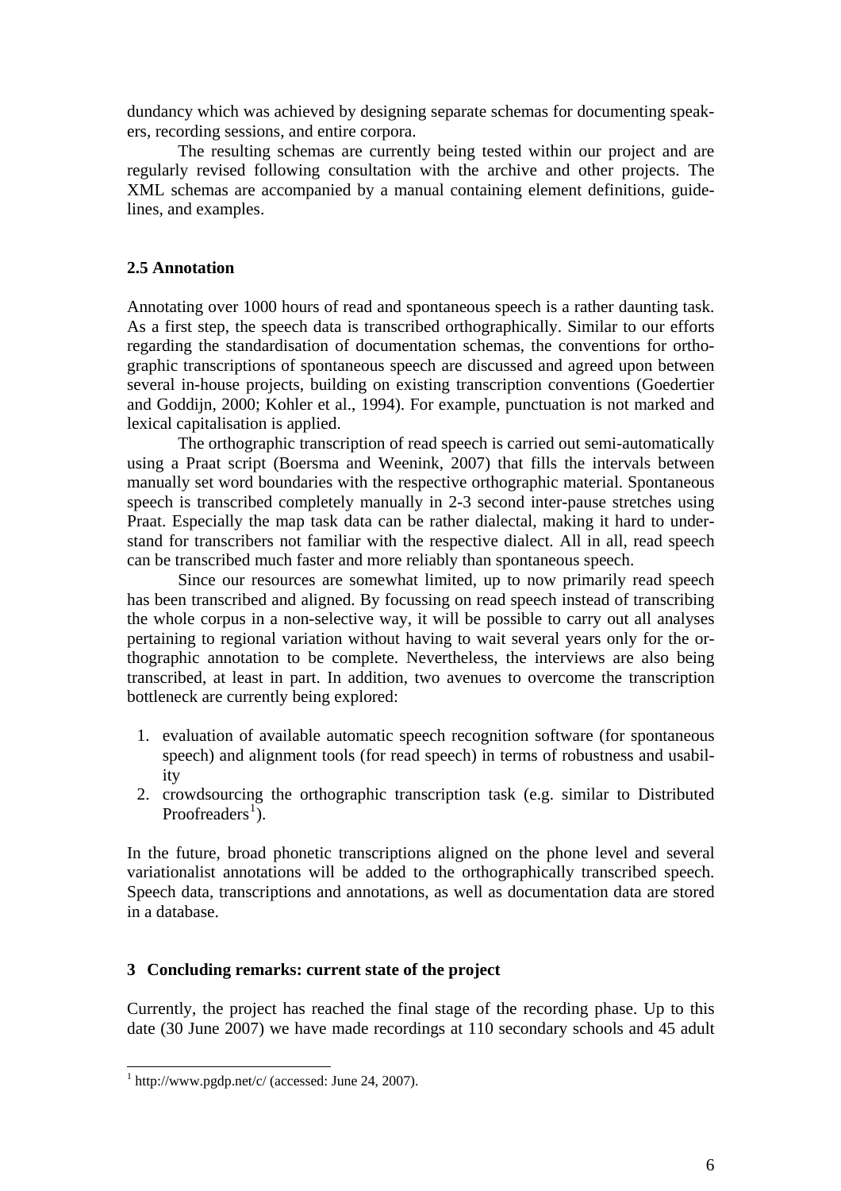dundancy which was achieved by designing separate schemas for documenting speakers, recording sessions, and entire corpora.

The resulting schemas are currently being tested within our project and are regularly revised following consultation with the archive and other projects. The XML schemas are accompanied by a manual containing element definitions, guidelines, and examples.

### 2.5 Annotation

Annotating over 1000 hours of read and spontaneous speech is a rather daunting task. As a first step, the speech data is transcribed orthographically. Similar to our efforts regarding the standardisation of documentation schemas, the conventions for orthographic transcriptions of spontaneous speech are discussed and agreed upon between several in-house projects, building on existing transcription conventions (Goedertier and Goddijn, 2000; Kohler et al., 1994). For example, punctuation is not marked and lexical capitalisation is applied.

The orthographic transcription of read speech is carried out semi-automatically using a Praat script (Boersma and Weenink, 2007) that fills the intervals between manually set word boundaries with the respective orthographic material. Spontaneous speech is transcribed completely manually in 2-3 second inter-pause stretches using Praat. Especially the map task data can be rather dialectal, making it hard to understand for transcribers not familiar with the respective dialect. All in all, read speech can be transcribed much faster and more reliably than spontaneous speech.

Since our resources are somewhat limited, up to now primarily read speech has been transcribed and aligned. By focussing on read speech instead of transcribing the whole corpus in a non-selective way, it will be possible to carry out all analyses pertaining to regional variation without having to wait several years only for the orthographic annotation to be complete. Nevertheless, the interviews are also being transcribed, at least in part. In addition, two avenues to overcome the transcription bottleneck are currently being explored:

1. evaluation of available automatic speech recognition software (for spontaneous speech) and alignment tools (for read speech) in terms of robustness and usability
2. crowdsourcing the orthographic transcription task (e.g. similar to Distributed Proofreaders[1]).

In the future, broad phonetic transcriptions aligned on the phone level and several variationalist annotations will be added to the orthographically transcribed speech. Speech data, transcriptions and annotations, as well as documentation data are stored in a database.

## 3 Concluding remarks: current state of the project

Currently, the project has reached the final stage of the recording phase. Up to this date (30 June 2007) we have made recordings at 110 secondary schools and 45 adult

[1] http://www.pgdp.net/c/ (accessed: June 24, 2007).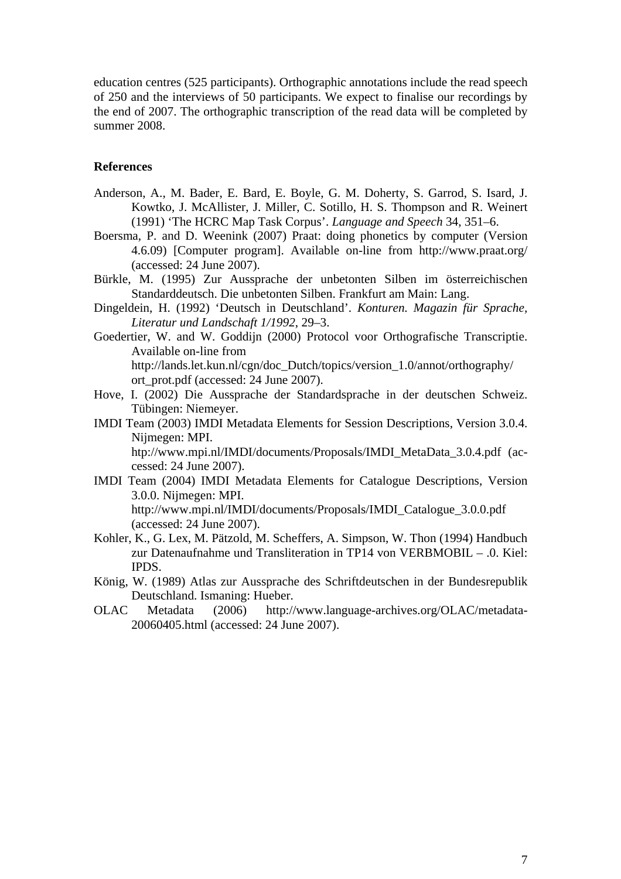education centres (525 participants). Orthographic annotations include the read speech of 250 and the interviews of 50 participants. We expect to finalise our recordings by the end of 2007. The orthographic transcription of the read data will be completed by summer 2008.

## References

Anderson, A., M. Bader, E. Bard, E. Boyle, G. M. Doherty, S. Garrod, S. Isard, J. Kowtko, J. McAllister, J. Miller, C. Sotillo, H. S. Thompson and R. Weinert (1991) 'The HCRC Map Task Corpus'. *Language and Speech* 34, 351–6.

Boersma, P. and D. Weenink (2007) Praat: doing phonetics by computer (Version 4.6.09) [Computer program]. Available on-line from http://www.praat.org/ (accessed: 24 June 2007).

Bürkle, M. (1995) Zur Aussprache der unbetonten Silben im österreichischen Standarddeutsch. Die unbetonten Silben. Frankfurt am Main: Lang.

Dingeldein, H. (1992) 'Deutsch in Deutschland'. *Konturen. Magazin für Sprache, Literatur und Landschaft 1/1992*, 29–3.

Goedertier, W. and W. Goddijn (2000) Protocol voor Orthografische Transcriptie. Available on-line from http://lands.let.kun.nl/cgn/doc_Dutch/topics/version_1.0/annot/orthography/ort_prot.pdf (accessed: 24 June 2007).

Hove, I. (2002) Die Aussprache der Standardsprache in der deutschen Schweiz. Tübingen: Niemeyer.

IMDI Team (2003) IMDI Metadata Elements for Session Descriptions, Version 3.0.4. Nijmegen: MPI. htp://www.mpi.nl/IMDI/documents/Proposals/IMDI_MetaData_3.0.4.pdf (accessed: 24 June 2007).

IMDI Team (2004) IMDI Metadata Elements for Catalogue Descriptions, Version 3.0.0. Nijmegen: MPI. http://www.mpi.nl/IMDI/documents/Proposals/IMDI_Catalogue_3.0.0.pdf (accessed: 24 June 2007).

Kohler, K., G. Lex, M. Pätzold, M. Scheffers, A. Simpson, W. Thon (1994) Handbuch zur Datenaufnahme und Transliteration in TP14 von VERBMOBIL – .0. Kiel: IPDS.

König, W. (1989) Atlas zur Aussprache des Schriftdeutschen in der Bundesrepublik Deutschland. Ismaning: Hueber.

OLAC Metadata (2006) http://www.language-archives.org/OLAC/metadata-20060405.html (accessed: 24 June 2007).